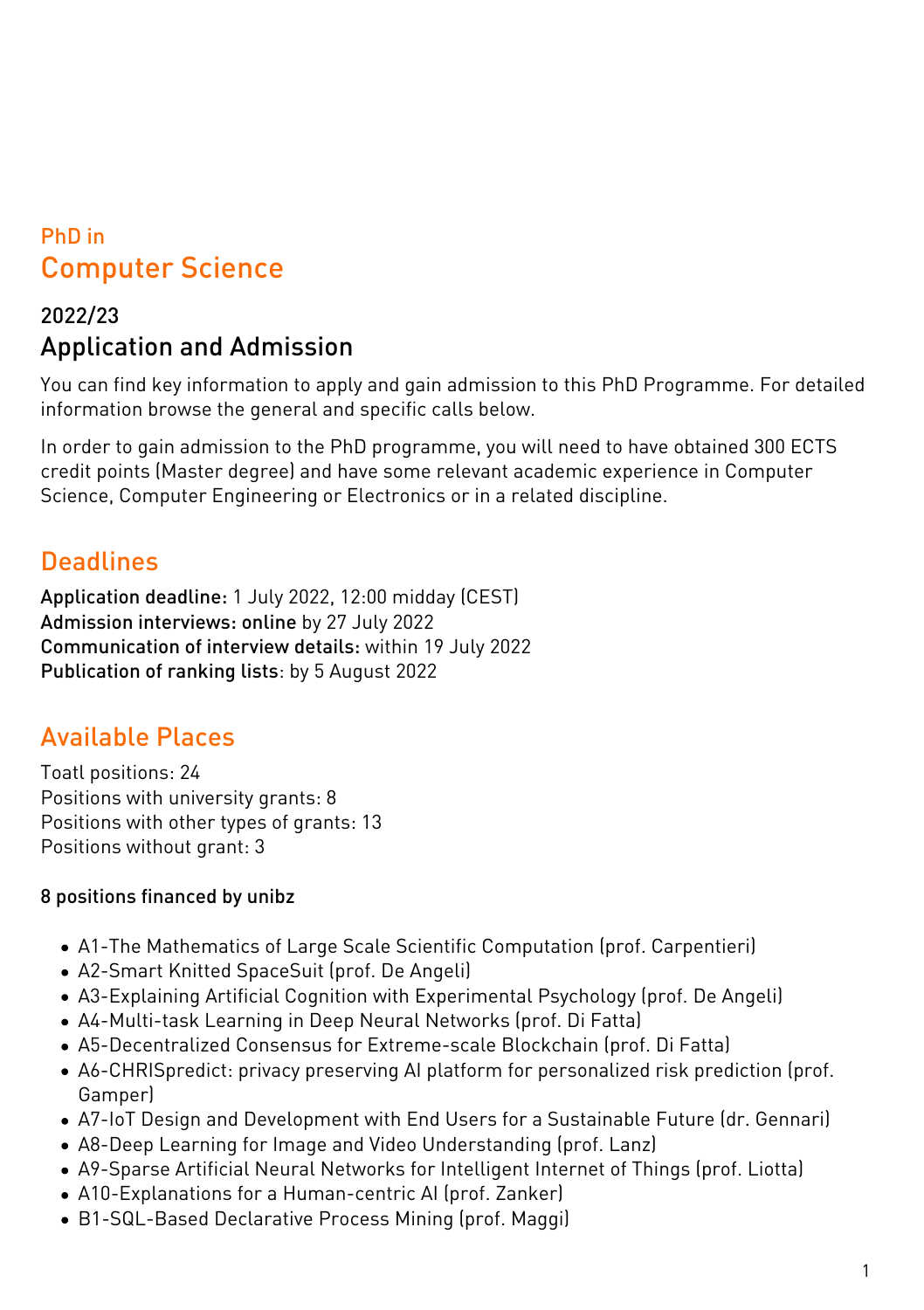PhD in
# Computer Science

## 2022/23
## Application and Admission

You can find key information to apply and gain admission to this PhD Programme. For detailed information browse the general and specific calls below.

In order to gain admission to the PhD programme, you will need to have obtained 300 ECTS credit points (Master degree) and have some relevant academic experience in Computer Science, Computer Engineering or Electronics or in a related discipline.

## Deadlines

Application deadline: 1 July 2022, 12:00 midday (CEST)
Admission interviews: online by 27 July 2022
Communication of interview details: within 19 July 2022
Publication of ranking lists: by 5 August 2022

## Available Places

Toatl positions: 24
Positions with university grants: 8
Positions with other types of grants: 13
Positions without grant: 3

#### 8 positions financed by unibz

- A1-The Mathematics of Large Scale Scientific Computation (prof. Carpentieri)
- A2-Smart Knitted SpaceSuit (prof. De Angeli)
- A3-Explaining Artificial Cognition with Experimental Psychology (prof. De Angeli)
- A4-Multi-task Learning in Deep Neural Networks (prof. Di Fatta)
- A5-Decentralized Consensus for Extreme-scale Blockchain (prof. Di Fatta)
- A6-CHRISpredict: privacy preserving AI platform for personalized risk prediction (prof. Gamper)
- A7-IoT Design and Development with End Users for a Sustainable Future (dr. Gennari)
- A8-Deep Learning for Image and Video Understanding (prof. Lanz)
- A9-Sparse Artificial Neural Networks for Intelligent Internet of Things (prof. Liotta)
- A10-Explanations for a Human-centric AI (prof. Zanker)
- B1-SQL-Based Declarative Process Mining (prof. Maggi)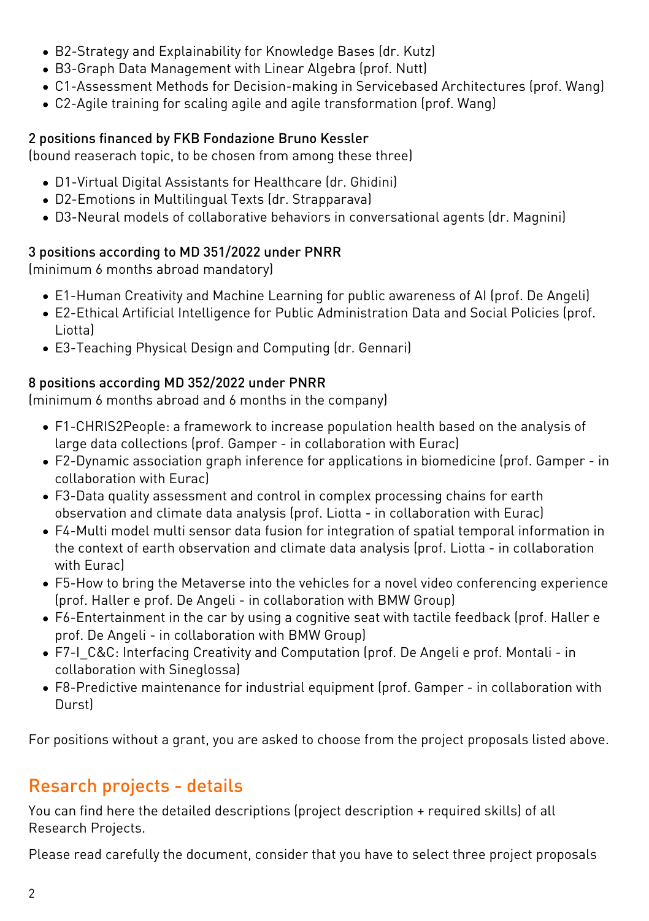- B2-Strategy and Explainability for Knowledge Bases (dr. Kutz)
- B3-Graph Data Management with Linear Algebra (prof. Nutt)
- C1-Assessment Methods for Decision-making in Servicebased Architectures (prof. Wang)
- C2-Agile training for scaling agile and agile transformation (prof. Wang)

2 positions financed by FKB Fondazione Bruno Kessler
(bound reaserach topic, to be chosen from among these three)

- D1-Virtual Digital Assistants for Healthcare (dr. Ghidini)
- D2-Emotions in Multilingual Texts (dr. Strapparava)
- D3-Neural models of collaborative behaviors in conversational agents (dr. Magnini)

3 positions according to MD 351/2022 under PNRR
(minimum 6 months abroad mandatory)

- E1-Human Creativity and Machine Learning for public awareness of AI (prof. De Angeli)
- E2-Ethical Artificial Intelligence for Public Administration Data and Social Policies (prof. Liotta)
- E3-Teaching Physical Design and Computing (dr. Gennari)

8 positions according MD 352/2022 under PNRR
(minimum 6 months abroad and 6 months in the company)

- F1-CHRIS2People: a framework to increase population health based on the analysis of large data collections (prof. Gamper - in collaboration with Eurac)
- F2-Dynamic association graph inference for applications in biomedicine (prof. Gamper - in collaboration with Eurac)
- F3-Data quality assessment and control in complex processing chains for earth observation and climate data analysis (prof. Liotta - in collaboration with Eurac)
- F4-Multi model multi sensor data fusion for integration of spatial temporal information in the context of earth observation and climate data analysis (prof. Liotta - in collaboration with Eurac)
- F5-How to bring the Metaverse into the vehicles for a novel video conferencing experience (prof. Haller e prof. De Angeli - in collaboration with BMW Group)
- F6-Entertainment in the car by using a cognitive seat with tactile feedback (prof. Haller e prof. De Angeli - in collaboration with BMW Group)
- F7-I_C&C: Interfacing Creativity and Computation (prof. De Angeli e prof. Montali - in collaboration with Sineglossa)
- F8-Predictive maintenance for industrial equipment (prof. Gamper - in collaboration with Durst)

For positions without a grant, you are asked to choose from the project proposals listed above.

## Resarch projects - details

You can find here the detailed descriptions (project description + required skills) of all Research Projects.

Please read carefully the document, consider that you have to select three project proposals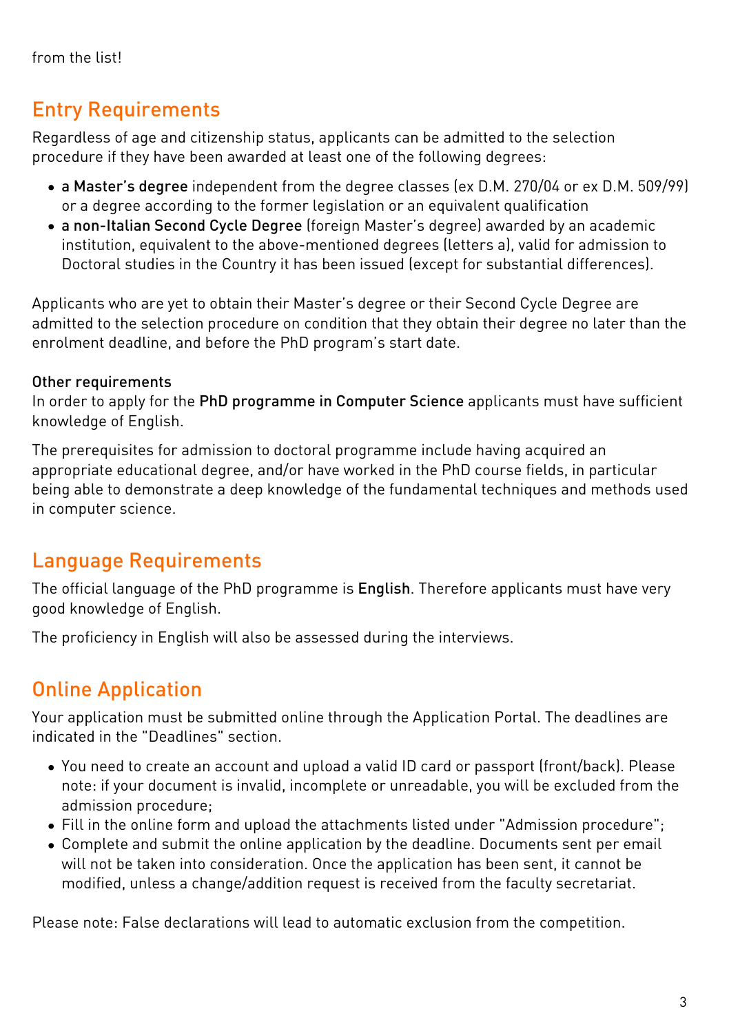from the list!

## Entry Requirements

Regardless of age and citizenship status, applicants can be admitted to the selection procedure if they have been awarded at least one of the following degrees:

- **a Master's degree** independent from the degree classes (ex D.M. 270/04 or ex D.M. 509/99) or a degree according to the former legislation or an equivalent qualification
- **a non-Italian Second Cycle Degree** (foreign Master's degree) awarded by an academic institution, equivalent to the above-mentioned degrees (letters a), valid for admission to Doctoral studies in the Country it has been issued (except for substantial differences).

Applicants who are yet to obtain their Master's degree or their Second Cycle Degree are admitted to the selection procedure on condition that they obtain their degree no later than the enrolment deadline, and before the PhD program's start date.

**Other requirements**
In order to apply for the **PhD programme in Computer Science** applicants must have sufficient knowledge of English.

The prerequisites for admission to doctoral programme include having acquired an appropriate educational degree, and/or have worked in the PhD course fields, in particular being able to demonstrate a deep knowledge of the fundamental techniques and methods used in computer science.

## Language Requirements

The official language of the PhD programme is **English**. Therefore applicants must have very good knowledge of English.

The proficiency in English will also be assessed during the interviews.

## Online Application

Your application must be submitted online through the Application Portal. The deadlines are indicated in the "Deadlines" section.

- You need to create an account and upload a valid ID card or passport (front/back). Please note: if your document is invalid, incomplete or unreadable, you will be excluded from the admission procedure;
- Fill in the online form and upload the attachments listed under "Admission procedure";
- Complete and submit the online application by the deadline. Documents sent per email will not be taken into consideration. Once the application has been sent, it cannot be modified, unless a change/addition request is received from the faculty secretariat.

Please note: False declarations will lead to automatic exclusion from the competition.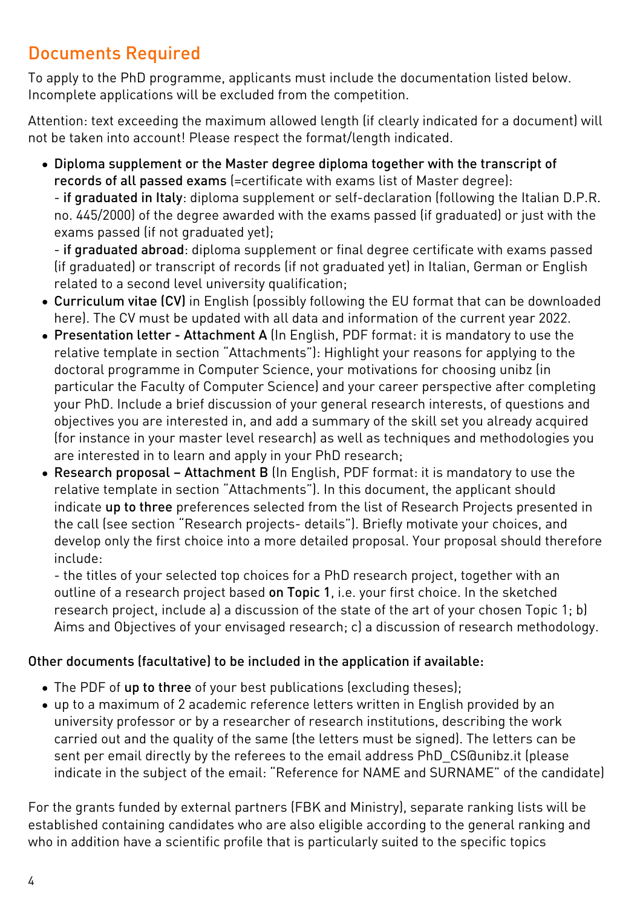## Documents Required

To apply to the PhD programme, applicants must include the documentation listed below. Incomplete applications will be excluded from the competition.

Attention: text exceeding the maximum allowed length (if clearly indicated for a document) will not be taken into account! Please respect the format/length indicated.

- **Diploma supplement or the Master degree diploma together with the transcript of records of all passed exams** (=certificate with exams list of Master degree):
  - **if graduated in Italy**: diploma supplement or self-declaration (following the Italian D.P.R. no. 445/2000) of the degree awarded with the exams passed (if graduated) or just with the exams passed (if not graduated yet);
  - **if graduated abroad**: diploma supplement or final degree certificate with exams passed (if graduated) or transcript of records (if not graduated yet) in Italian, German or English related to a second level university qualification;
- **Curriculum vitae (CV)** in English (possibly following the EU format that can be downloaded here). The CV must be updated with all data and information of the current year 2022.
- **Presentation letter - Attachment A** (In English, PDF format: it is mandatory to use the relative template in section "Attachments"): Highlight your reasons for applying to the doctoral programme in Computer Science, your motivations for choosing unibz (in particular the Faculty of Computer Science) and your career perspective after completing your PhD. Include a brief discussion of your general research interests, of questions and objectives you are interested in, and add a summary of the skill set you already acquired (for instance in your master level research) as well as techniques and methodologies you are interested in to learn and apply in your PhD research;
- **Research proposal – Attachment B** (In English, PDF format: it is mandatory to use the relative template in section "Attachments"). In this document, the applicant should indicate **up to three** preferences selected from the list of Research Projects presented in the call (see section "Research projects- details"). Briefly motivate your choices, and develop only the first choice into a more detailed proposal. Your proposal should therefore include:
  - the titles of your selected top choices for a PhD research project, together with an outline of a research project based **on Topic 1**, i.e. your first choice. In the sketched research project, include a) a discussion of the state of the art of your chosen Topic 1; b) Aims and Objectives of your envisaged research; c) a discussion of research methodology.

**Other documents (facultative) to be included in the application if available:**

- The PDF of **up to three** of your best publications (excluding theses);
- up to a maximum of 2 academic reference letters written in English provided by an university professor or by a researcher of research institutions, describing the work carried out and the quality of the same (the letters must be signed). The letters can be sent per email directly by the referees to the email address PhD_CS@unibz.it (please indicate in the subject of the email: "Reference for NAME and SURNAME" of the candidate)

For the grants funded by external partners (FBK and Ministry), separate ranking lists will be established containing candidates who are also eligible according to the general ranking and who in addition have a scientific profile that is particularly suited to the specific topics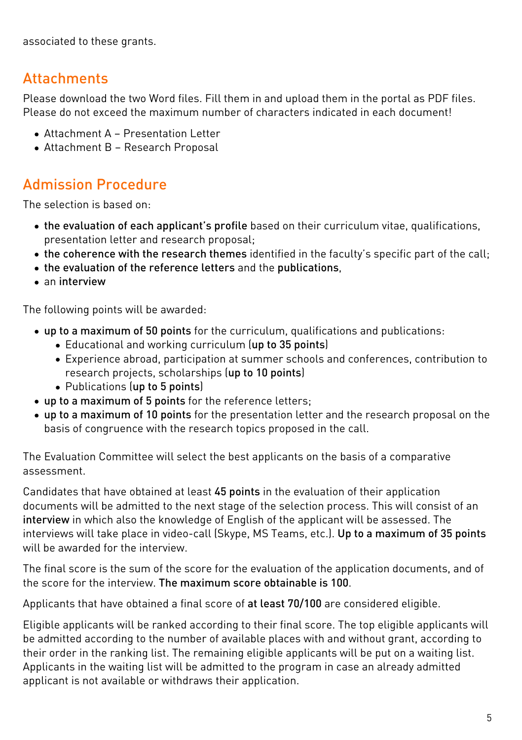associated to these grants.

## Attachments

Please download the two Word files. Fill them in and upload them in the portal as PDF files. Please do not exceed the maximum number of characters indicated in each document!

- Attachment A – Presentation Letter
- Attachment B – Research Proposal

## Admission Procedure

The selection is based on:

- **the evaluation of each applicant's profile** based on their curriculum vitae, qualifications, presentation letter and research proposal;
- **the coherence with the research themes** identified in the faculty's specific part of the call;
- **the evaluation of the reference letters** and the **publications**,
- an **interview**

The following points will be awarded:

- **up to a maximum of 50 points** for the curriculum, qualifications and publications:
  - Educational and working curriculum (**up to 35 points**)
  - Experience abroad, participation at summer schools and conferences, contribution to research projects, scholarships (**up to 10 points**)
  - Publications (**up to 5 points**)
- **up to a maximum of 5 points** for the reference letters;
- **up to a maximum of 10 points** for the presentation letter and the research proposal on the basis of congruence with the research topics proposed in the call.

The Evaluation Committee will select the best applicants on the basis of a comparative assessment.

Candidates that have obtained at least **45 points** in the evaluation of their application documents will be admitted to the next stage of the selection process. This will consist of an **interview** in which also the knowledge of English of the applicant will be assessed. The interviews will take place in video-call (Skype, MS Teams, etc.). **Up to a maximum of 35 points** will be awarded for the interview.

The final score is the sum of the score for the evaluation of the application documents, and of the score for the interview. **The maximum score obtainable is 100**.

Applicants that have obtained a final score of **at least 70/100** are considered eligible.

Eligible applicants will be ranked according to their final score. The top eligible applicants will be admitted according to the number of available places with and without grant, according to their order in the ranking list. The remaining eligible applicants will be put on a waiting list. Applicants in the waiting list will be admitted to the program in case an already admitted applicant is not available or withdraws their application.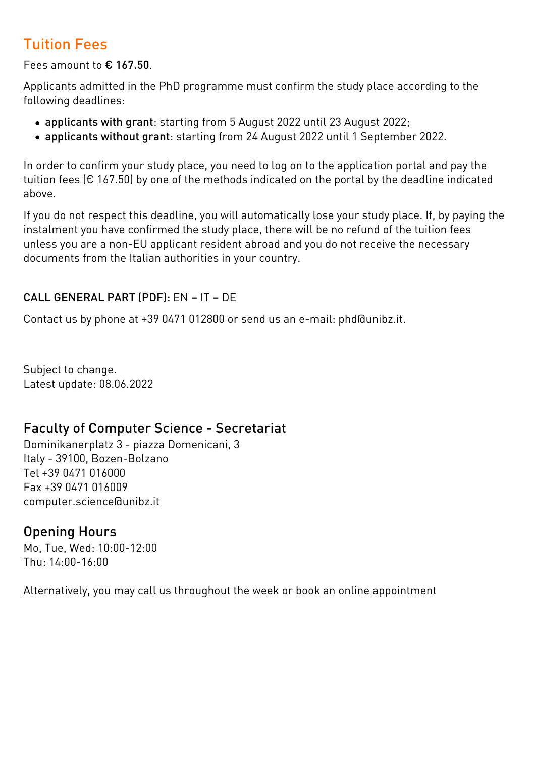## Tuition Fees

Fees amount to **€ 167.50**.

Applicants admitted in the PhD programme must confirm the study place according to the following deadlines:

- **applicants with grant**: starting from 5 August 2022 until 23 August 2022;
- **applicants without grant**: starting from 24 August 2022 until 1 September 2022.

In order to confirm your study place, you need to log on to the application portal and pay the tuition fees (€ 167.50) by one of the methods indicated on the portal by the deadline indicated above.

If you do not respect this deadline, you will automatically lose your study place. If, by paying the instalment you have confirmed the study place, there will be no refund of the tuition fees unless you are a non-EU applicant resident abroad and you do not receive the necessary documents from the Italian authorities in your country.

CALL GENERAL PART (PDF): EN – IT – DE

Contact us by phone at +39 0471 012800 or send us an e-mail: phd@unibz.it.

Subject to change.
Latest update: 08.06.2022

### Faculty of Computer Science - Secretariat

Dominikanerplatz 3 - piazza Domenicani, 3
Italy - 39100, Bozen-Bolzano
Tel +39 0471 016000
Fax +39 0471 016009
computer.science@unibz.it

### Opening Hours

Mo, Tue, Wed: 10:00-12:00
Thu: 14:00-16:00

Alternatively, you may call us throughout the week or book an online appointment